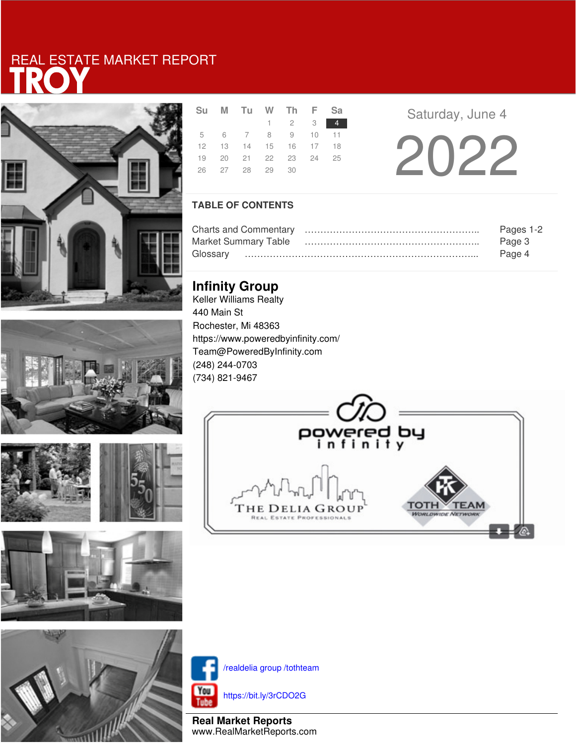# REAL ESTATE MARKET REPORT
# TROY

| Su | M | Tu | W | Th | F | Sa |
|---|---|---|---|---|---|---|
| | | | 1 | 2 | 3 | 4 |
| 5 | 6 | 7 | 8 | 9 | 10 | 11 |
| 12 | 13 | 14 | 15 | 16 | 17 | 18 |
| 19 | 20 | 21 | 22 | 23 | 24 | 25 |
| 26 | 27 | 28 | 29 | 30 | | |

Saturday, June 4

# 2022

## TABLE OF CONTENTS

Charts and Commentary ........................................................ Pages 1-2
Market Summary Table ........................................................ Page 3
Glossary ........................................................................... Page 4

## Infinity Group

Keller Williams Realty
440 Main St
Rochester, Mi 48363
https://www.poweredbyinfinity.com/
Team@PoweredByInfinity.com
(248) 244-0703
(734) 821-9467

/realdelia group /tothteam

https://bit.ly/3rCDO2G

**Real Market Reports**
www.RealMarketReports.com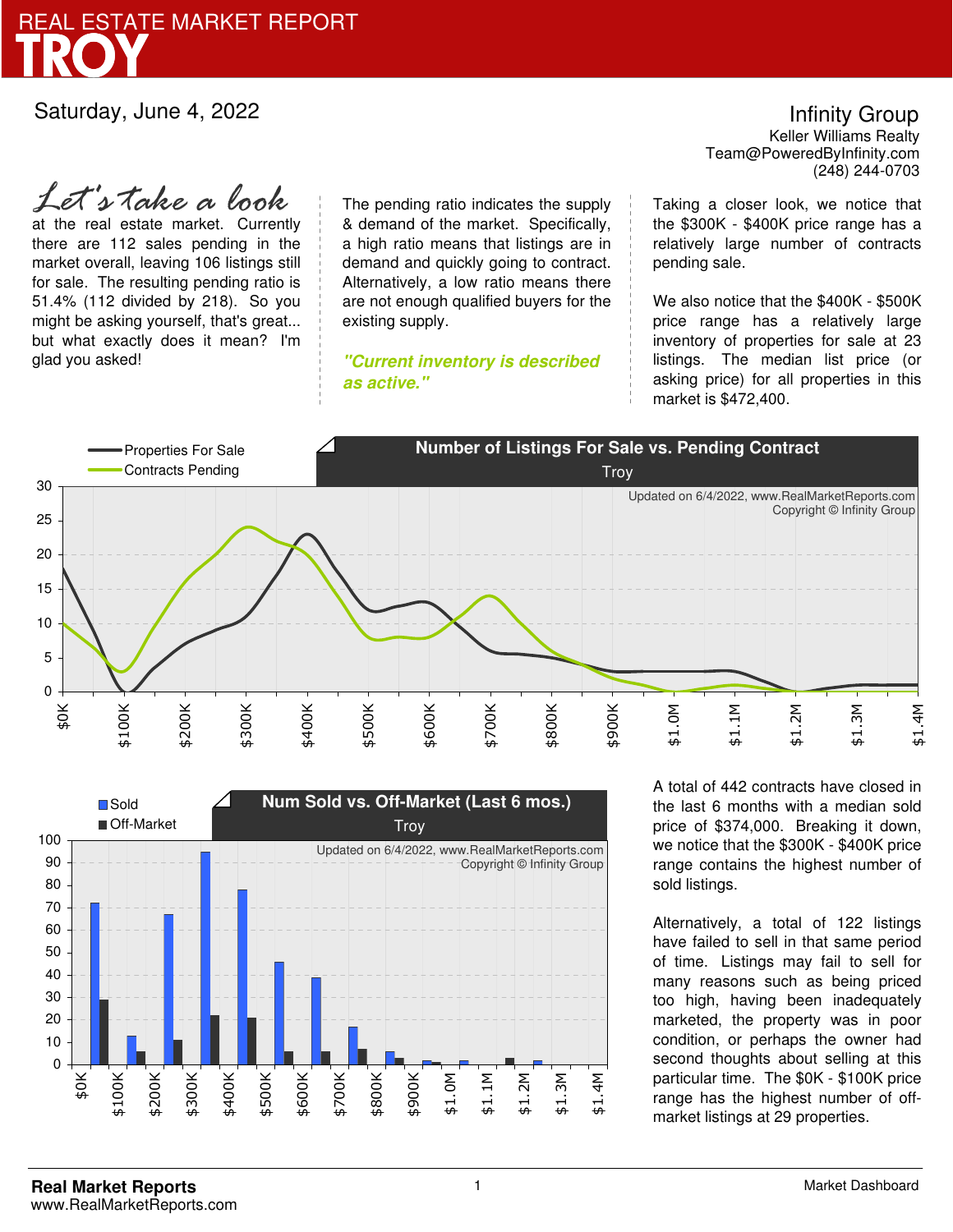# REAL ESTATE MARKET REPORT
# TROY

Saturday, June 4, 2022

**Infinity Group**
Keller Williams Realty
Team@PoweredByInfinity.com
(248) 244-0703

*Let's take a look* at the real estate market. Currently there are 112 sales pending in the market overall, leaving 106 listings still for sale. The resulting pending ratio is 51.4% (112 divided by 218). So you might be asking yourself, that's great... but what exactly does it mean? I'm glad you asked!

The pending ratio indicates the supply & demand of the market. Specifically, a high ratio means that listings are in demand and quickly going to contract. Alternatively, a low ratio means there are not enough qualified buyers for the existing supply.

***"Current inventory is described as active."***

Taking a closer look, we notice that the $300K - $400K price range has a relatively large number of contracts pending sale.

We also notice that the $400K - $500K price range has a relatively large inventory of properties for sale at 23 listings. The median list price (or asking price) for all properties in this market is $472,400.

**Number of Listings For Sale vs. Pending Contract**
Troy

Properties For Sale / Contracts Pending

Updated on 6/4/2022, www.RealMarketReports.com
Copyright © Infinity Group

**Num Sold vs. Off-Market (Last 6 mos.)**
Troy

Sold / Off-Market

Updated on 6/4/2022, www.RealMarketReports.com
Copyright © Infinity Group

A total of 442 contracts have closed in the last 6 months with a median sold price of $374,000. Breaking it down, we notice that the $300K - $400K price range contains the highest number of sold listings.

Alternatively, a total of 122 listings have failed to sell in that same period of time. Listings may fail to sell for many reasons such as being priced too high, having been inadequately marketed, the property was in poor condition, or perhaps the owner had second thoughts about selling at this particular time. The $0K - $100K price range has the highest number of off-market listings at 29 properties.

**Real Market Reports**
www.RealMarketReports.com

Market Dashboard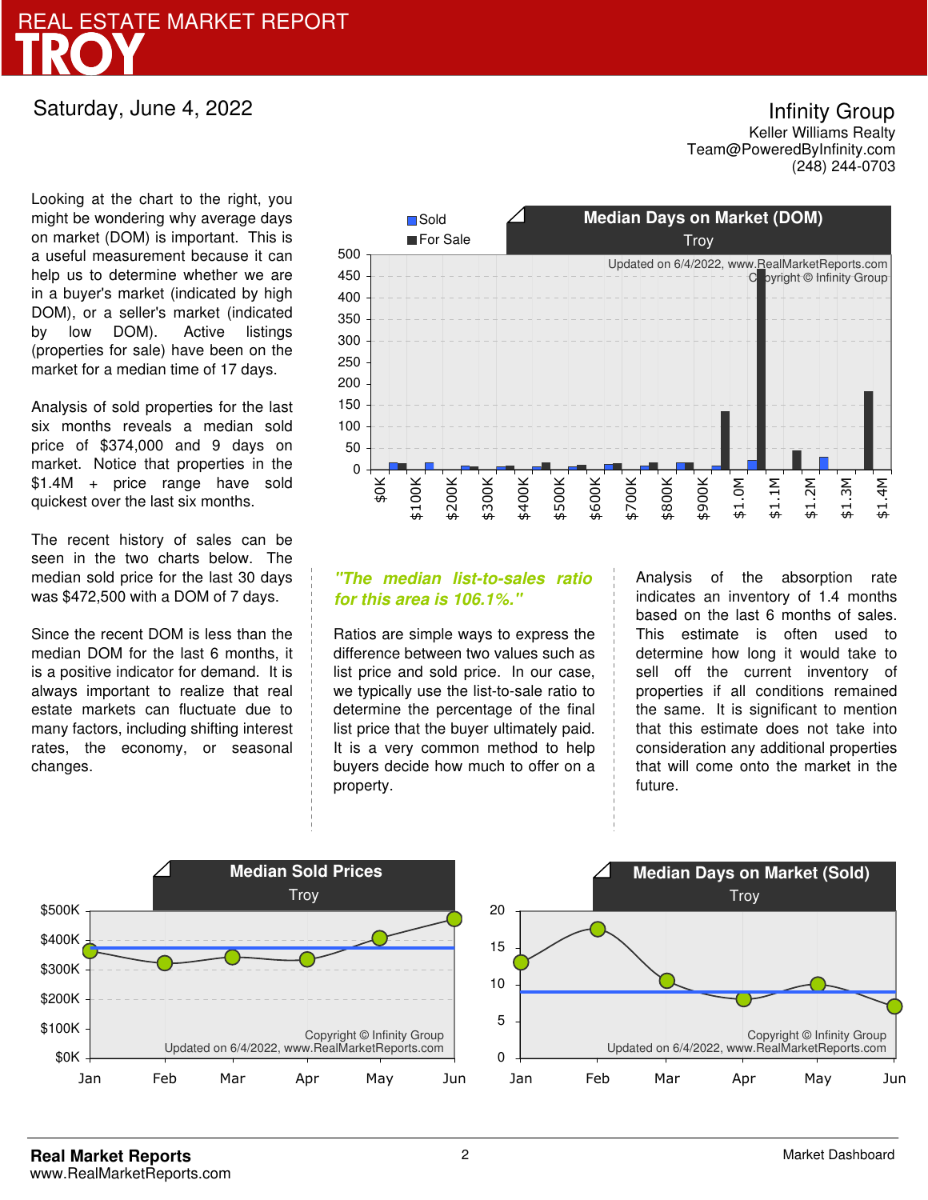# REAL ESTATE MARKET REPORT TROY

Saturday, June 4, 2022

Infinity Group
Keller Williams Realty
Team@PoweredByInfinity.com
(248) 244-0703

Looking at the chart to the right, you might be wondering why average days on market (DOM) is important. This is a useful measurement because it can help us to determine whether we are in a buyer's market (indicated by high DOM), or a seller's market (indicated by low DOM). Active listings (properties for sale) have been on the market for a median time of 17 days.

Analysis of sold properties for the last six months reveals a median sold price of $374,000 and 9 days on market. Notice that properties in the $1.4M + price range have sold quickest over the last six months.

The recent history of sales can be seen in the two charts below. The median sold price for the last 30 days was $472,500 with a DOM of 7 days.

Since the recent DOM is less than the median DOM for the last 6 months, it is a positive indicator for demand. It is always important to realize that real estate markets can fluctuate due to many factors, including shifting interest rates, the economy, or seasonal changes.

**Median Days on Market (DOM)**
Troy

Updated on 6/4/2022, www.RealMarketReports.com
Copyright © Infinity Group

***"The median list-to-sales ratio for this area is 106.1%."***

Ratios are simple ways to express the difference between two values such as list price and sold price. In our case, we typically use the list-to-sale ratio to determine the percentage of the final list price that the buyer ultimately paid. It is a very common method to help buyers decide how much to offer on a property.

Analysis of the absorption rate indicates an inventory of 1.4 months based on the last 6 months of sales. This estimate is often used to determine how long it would take to sell off the current inventory of properties if all conditions remained the same. It is significant to mention that this estimate does not take into consideration any additional properties that will come onto the market in the future.

**Median Sold Prices**
Troy

Copyright © Infinity Group
Updated on 6/4/2022, www.RealMarketReports.com

**Median Days on Market (Sold)**
Troy

Copyright © Infinity Group
Updated on 6/4/2022, www.RealMarketReports.com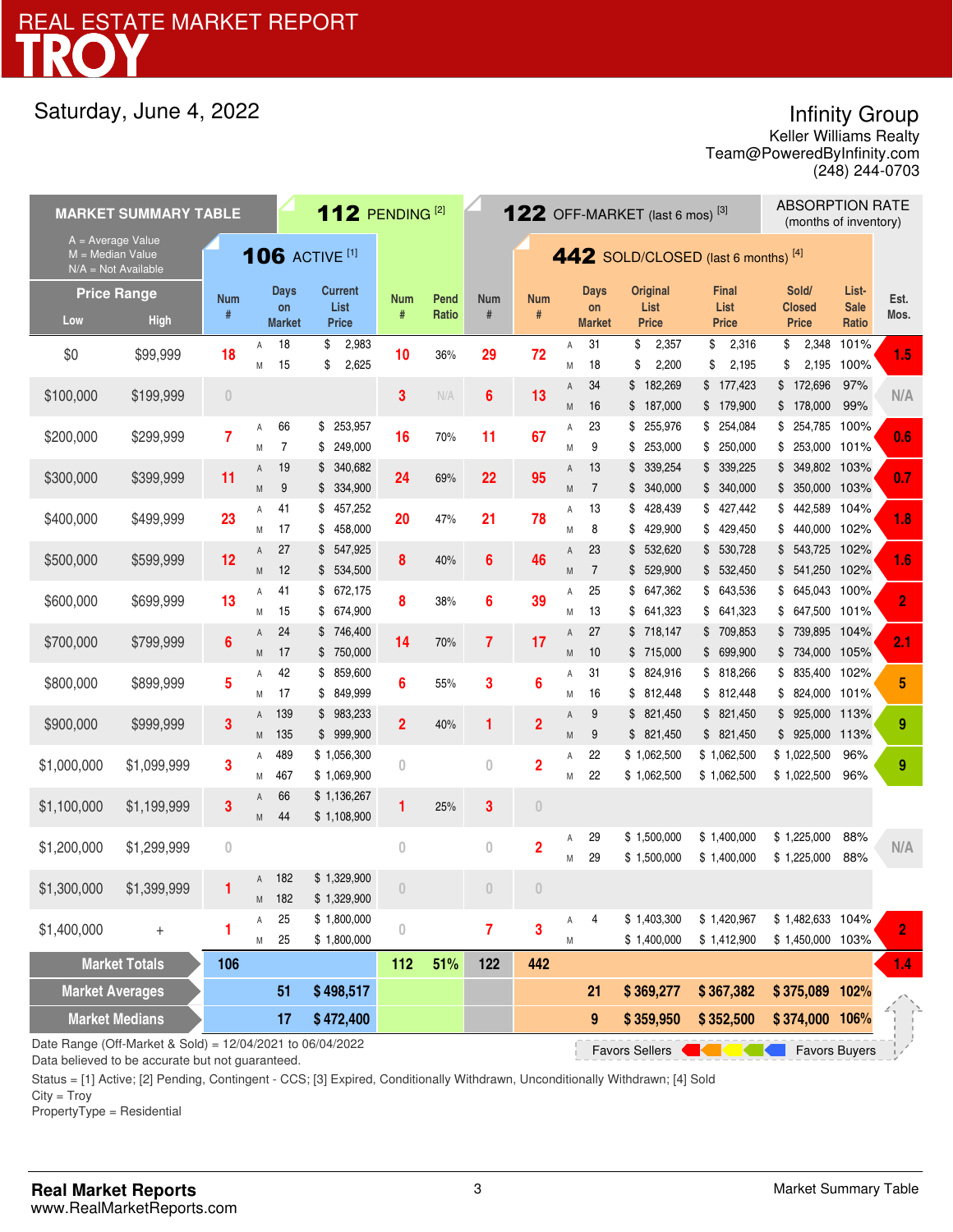# REAL ESTATE MARKET REPORT
# TROY

Saturday, June 4, 2022

Infinity Group
Keller Williams Realty
Team@PoweredByInfinity.com
(248) 244-0703

| MARKET SUMMARY TABLE (A = Average Value, M = Median Value, N/A = Not Available) | | 106 ACTIVE [1] | | | | 112 PENDING [2] | | 122 OFF-MARKET (last 6 mos) [3] | 442 SOLD/CLOSED (last 6 months) [4] | | | | | | | ABSORPTION RATE (months of inventory) |
|---|---|---|---|---|---|---|---|---|---|---|---|---|---|---|---|---|
| Price Range Low | High | Num # | | Days on Market | Current List Price | Num # | Pend Ratio | Num # | Num # | | Days on Market | Original List Price | Final List Price | Sold/ Closed Price | List-Sale Ratio | Est. Mos. |
| $0 | $99,999 | 18 | A | 18 | $ 2,983 | 10 | 36% | 29 | 72 | A | 31 | $ 2,357 | $ 2,316 | $ 2,348 | 101% | 1.5 |
| | | | M | 15 | $ 2,625 | | | | | M | 18 | $ 2,200 | $ 2,195 | $ 2,195 | 100% | |
| $100,000 | $199,999 | 0 | | | | 3 | N/A | 6 | 13 | A | 34 | $ 182,269 | $ 177,423 | $ 172,696 | 97% | N/A |
| | | | | | | | | | | M | 16 | $ 187,000 | $ 179,900 | $ 178,000 | 99% | |
| $200,000 | $299,999 | 7 | A | 66 | $ 253,957 | 16 | 70% | 11 | 67 | A | 23 | $ 255,976 | $ 254,084 | $ 254,785 | 100% | 0.6 |
| | | | M | 7 | $ 249,000 | | | | | M | 9 | $ 253,000 | $ 250,000 | $ 253,000 | 101% | |
| $300,000 | $399,999 | 11 | A | 19 | $ 340,682 | 24 | 69% | 22 | 95 | A | 13 | $ 339,254 | $ 339,225 | $ 349,802 | 103% | 0.7 |
| | | | M | 9 | $ 334,900 | | | | | M | 7 | $ 340,000 | $ 340,000 | $ 350,000 | 103% | |
| $400,000 | $499,999 | 23 | A | 41 | $ 457,252 | 20 | 47% | 21 | 78 | A | 13 | $ 428,439 | $ 427,442 | $ 442,589 | 104% | 1.8 |
| | | | M | 17 | $ 458,000 | | | | | M | 8 | $ 429,900 | $ 429,450 | $ 440,000 | 102% | |
| $500,000 | $599,999 | 12 | A | 27 | $ 547,925 | 8 | 40% | 6 | 46 | A | 23 | $ 532,620 | $ 530,728 | $ 543,725 | 102% | 1.6 |
| | | | M | 12 | $ 534,500 | | | | | M | 7 | $ 529,900 | $ 532,450 | $ 541,250 | 102% | |
| $600,000 | $699,999 | 13 | A | 41 | $ 672,175 | 8 | 38% | 6 | 39 | A | 25 | $ 647,362 | $ 643,536 | $ 645,043 | 100% | 2 |
| | | | M | 15 | $ 674,900 | | | | | M | 13 | $ 641,323 | $ 641,323 | $ 647,500 | 101% | |
| $700,000 | $799,999 | 6 | A | 24 | $ 746,400 | 14 | 70% | 7 | 17 | A | 27 | $ 718,147 | $ 709,853 | $ 739,895 | 104% | 2.1 |
| | | | M | 17 | $ 750,000 | | | | | M | 10 | $ 715,000 | $ 699,900 | $ 734,000 | 105% | |
| $800,000 | $899,999 | 5 | A | 42 | $ 859,600 | 6 | 55% | 3 | 6 | A | 31 | $ 824,916 | $ 818,266 | $ 835,400 | 102% | 5 |
| | | | M | 17 | $ 849,999 | | | | | M | 16 | $ 812,448 | $ 812,448 | $ 824,000 | 101% | |
| $900,000 | $999,999 | 3 | A | 139 | $ 983,233 | 2 | 40% | 1 | 2 | A | 9 | $ 821,450 | $ 821,450 | $ 925,000 | 113% | 9 |
| | | | M | 135 | $ 999,900 | | | | | M | 9 | $ 821,450 | $ 821,450 | $ 925,000 | 113% | |
| $1,000,000 | $1,099,999 | 3 | A | 489 | $ 1,056,300 | 0 | | 0 | 2 | A | 22 | $ 1,062,500 | $ 1,062,500 | $ 1,022,500 | 96% | 9 |
| | | | M | 467 | $ 1,069,900 | | | | | M | 22 | $ 1,062,500 | $ 1,062,500 | $ 1,022,500 | 96% | |
| $1,100,000 | $1,199,999 | 3 | A | 66 | $ 1,136,267 | 1 | 25% | 3 | 0 | | | | | | | |
| | | | M | 44 | $ 1,108,900 | | | | | | | | | | | |
| $1,200,000 | $1,299,999 | 0 | | | | 0 | | 0 | 2 | A | 29 | $ 1,500,000 | $ 1,400,000 | $ 1,225,000 | 88% | N/A |
| | | | | | | | | | | M | 29 | $ 1,500,000 | $ 1,400,000 | $ 1,225,000 | 88% | |
| $1,300,000 | $1,399,999 | 1 | A | 182 | $ 1,329,900 | 0 | | 0 | 0 | | | | | | | |
| | | | M | 182 | $ 1,329,900 | | | | | | | | | | | |
| $1,400,000 | + | 1 | A | 25 | $ 1,800,000 | 0 | | 7 | 3 | A | 4 | $ 1,403,300 | $ 1,420,967 | $ 1,482,633 | 104% | 2 |
| | | | M | 25 | $ 1,800,000 | | | | | M | | $ 1,400,000 | $ 1,412,900 | $ 1,450,000 | 103% | |
| Market Totals | | 106 | | | | 112 | 51% | 122 | 442 | | | | | | | 1.4 |
| Market Averages | | | | 51 | $ 498,517 | | | | | | 21 | $ 369,277 | $ 367,382 | $ 375,089 | 102% | |
| Market Medians | | | | 17 | $ 472,400 | | | | | | 9 | $ 359,950 | $ 352,500 | $ 374,000 | 106% | |

Favors Sellers ← → Favors Buyers

Date Range (Off-Market & Sold) = 12/04/2021 to 06/04/2022
Data believed to be accurate but not guaranteed.

Status = [1] Active; [2] Pending, Contingent - CCS; [3] Expired, Conditionally Withdrawn, Unconditionally Withdrawn; [4] Sold
City = Troy
PropertyType = Residential

**Real Market Reports**
www.RealMarketReports.com

Market Summary Table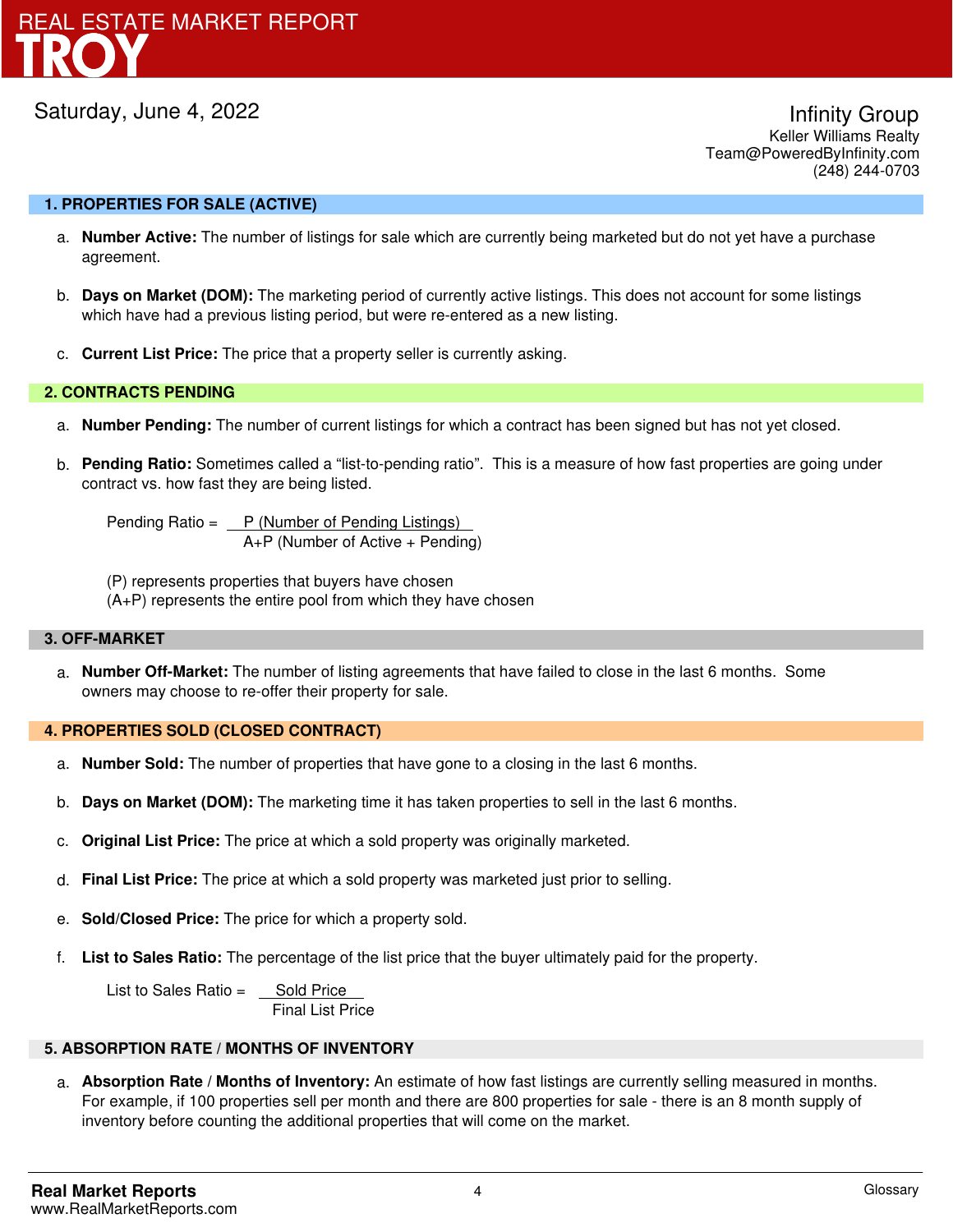# REAL ESTATE MARKET REPORT
# TROY

Saturday, June 4, 2022

**Infinity Group**
Keller Williams Realty
Team@PoweredByInfinity.com
(248) 244-0703

## 1. PROPERTIES FOR SALE (ACTIVE)

a. **Number Active:** The number of listings for sale which are currently being marketed but do not yet have a purchase agreement.

b. **Days on Market (DOM):** The marketing period of currently active listings. This does not account for some listings which have had a previous listing period, but were re-entered as a new listing.

c. **Current List Price:** The price that a property seller is currently asking.

## 2. CONTRACTS PENDING

a. **Number Pending:** The number of current listings for which a contract has been signed but has not yet closed.

b. **Pending Ratio:** Sometimes called a "list-to-pending ratio". This is a measure of how fast properties are going under contract vs. how fast they are being listed.

$$\text{Pending Ratio} = \frac{\text{P (Number of Pending Listings)}}{\text{A+P (Number of Active + Pending)}}$$

(P) represents properties that buyers have chosen
(A+P) represents the entire pool from which they have chosen

## 3. OFF-MARKET

a. **Number Off-Market:** The number of listing agreements that have failed to close in the last 6 months. Some owners may choose to re-offer their property for sale.

## 4. PROPERTIES SOLD (CLOSED CONTRACT)

a. **Number Sold:** The number of properties that have gone to a closing in the last 6 months.

b. **Days on Market (DOM):** The marketing time it has taken properties to sell in the last 6 months.

c. **Original List Price:** The price at which a sold property was originally marketed.

d. **Final List Price:** The price at which a sold property was marketed just prior to selling.

e. **Sold/Closed Price:** The price for which a property sold.

f. **List to Sales Ratio:** The percentage of the list price that the buyer ultimately paid for the property.

$$\text{List to Sales Ratio} = \frac{\text{Sold Price}}{\text{Final List Price}}$$

## 5. ABSORPTION RATE / MONTHS OF INVENTORY

a. **Absorption Rate / Months of Inventory:** An estimate of how fast listings are currently selling measured in months. For example, if 100 properties sell per month and there are 800 properties for sale - there is an 8 month supply of inventory before counting the additional properties that will come on the market.

**Real Market Reports**
www.RealMarketReports.com